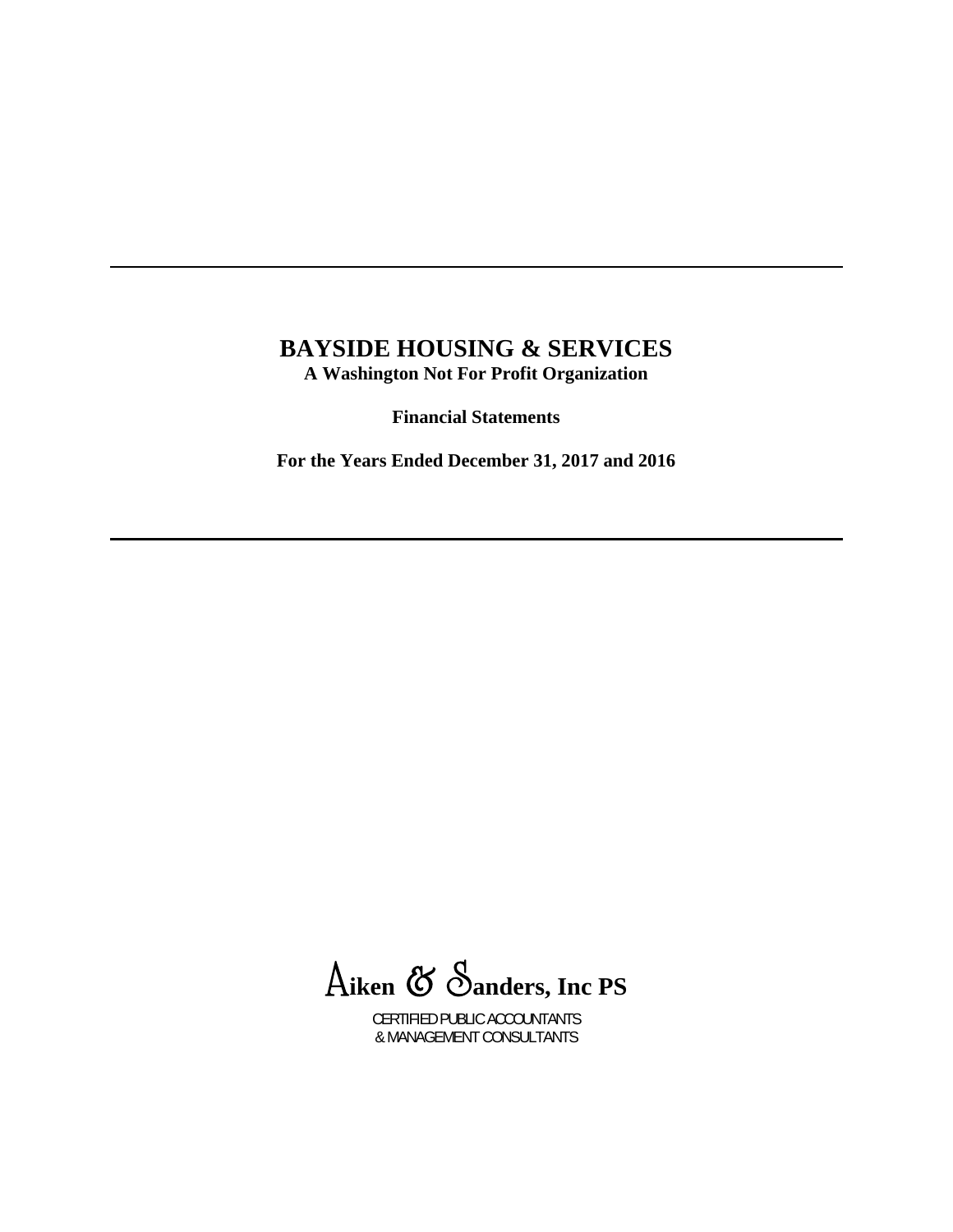# BAYSIDE HOUSING & SERVICES

**A Washington Not For Profit Organization**

**Financial Statements**

**For the Years Ended December 31, 2017 and 2016**

---

Aiken & Sanders, Inc PS

CERTIFIED PUBLIC ACCOUNTANTS
& MANAGEMENT CONSULTANTS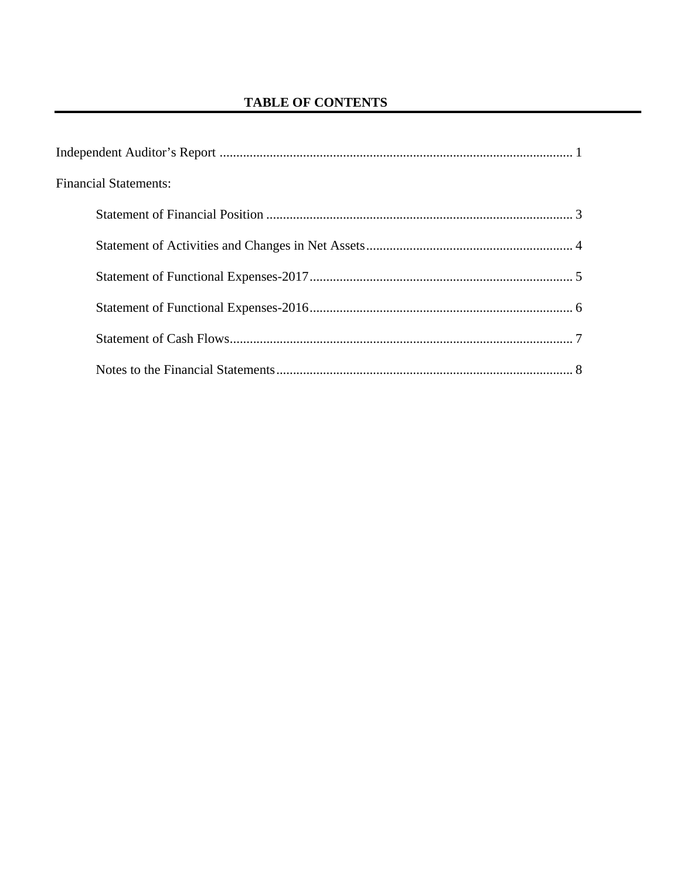# TABLE OF CONTENTS

Independent Auditor's Report .......................................................................................................... 1

Financial Statements:

- Statement of Financial Position ........................................................................................... 3
- Statement of Activities and Changes in Net Assets.............................................................. 4
- Statement of Functional Expenses-2017.............................................................................. 5
- Statement of Functional Expenses-2016.............................................................................. 6
- Statement of Cash Flows...................................................................................................... 7
- Notes to the Financial Statements........................................................................................ 8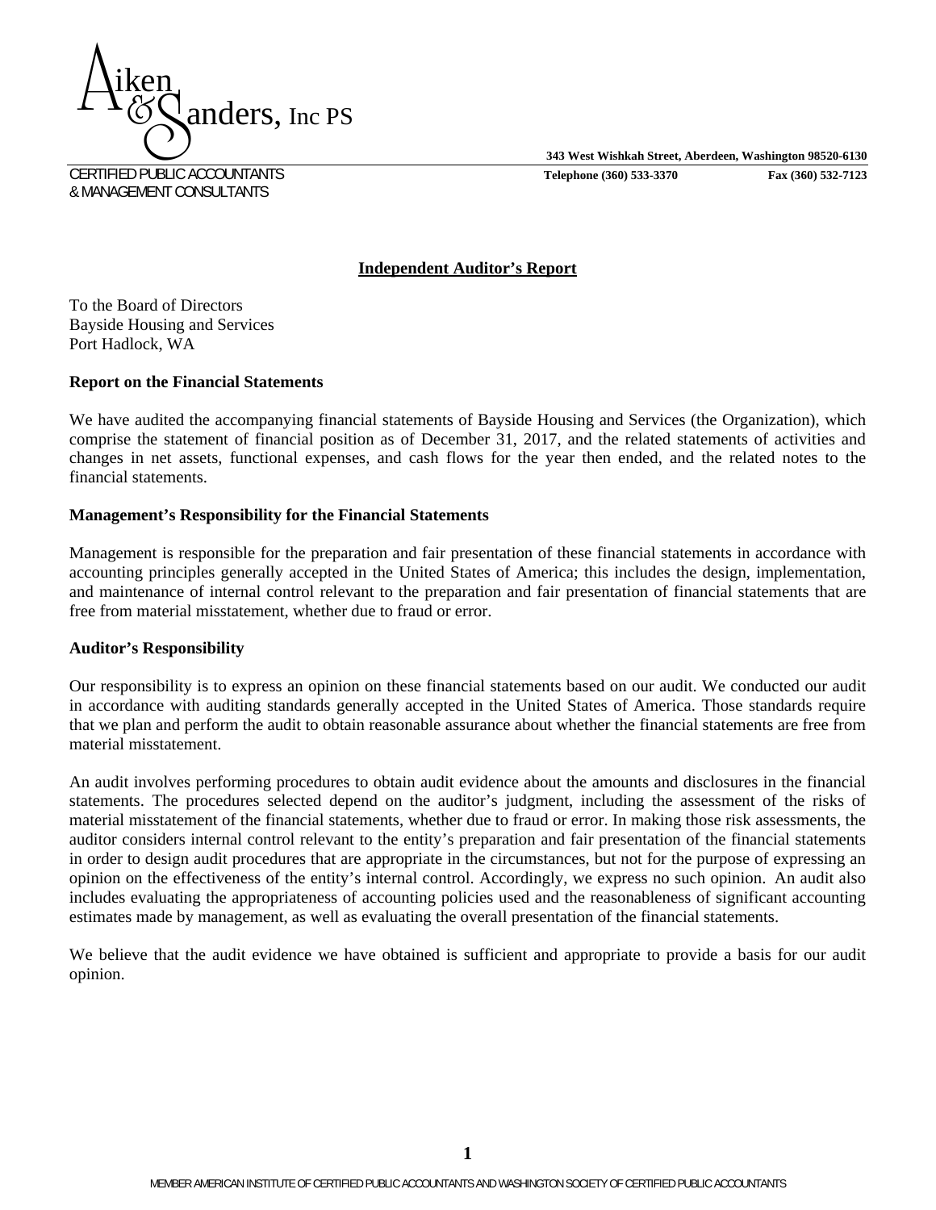Aiken & Sanders, Inc PS

CERTIFIED PUBLIC ACCOUNTANTS
& MANAGEMENT CONSULTANTS

**343 West Wishkah Street, Aberdeen, Washington 98520-6130**
**Telephone (360) 533-3370** **Fax (360) 532-7123**

## Independent Auditor's Report

To the Board of Directors
Bayside Housing and Services
Port Hadlock, WA

**Report on the Financial Statements**

We have audited the accompanying financial statements of Bayside Housing and Services (the Organization), which comprise the statement of financial position as of December 31, 2017, and the related statements of activities and changes in net assets, functional expenses, and cash flows for the year then ended, and the related notes to the financial statements.

**Management's Responsibility for the Financial Statements**

Management is responsible for the preparation and fair presentation of these financial statements in accordance with accounting principles generally accepted in the United States of America; this includes the design, implementation, and maintenance of internal control relevant to the preparation and fair presentation of financial statements that are free from material misstatement, whether due to fraud or error.

**Auditor's Responsibility**

Our responsibility is to express an opinion on these financial statements based on our audit. We conducted our audit in accordance with auditing standards generally accepted in the United States of America. Those standards require that we plan and perform the audit to obtain reasonable assurance about whether the financial statements are free from material misstatement.

An audit involves performing procedures to obtain audit evidence about the amounts and disclosures in the financial statements. The procedures selected depend on the auditor's judgment, including the assessment of the risks of material misstatement of the financial statements, whether due to fraud or error. In making those risk assessments, the auditor considers internal control relevant to the entity's preparation and fair presentation of the financial statements in order to design audit procedures that are appropriate in the circumstances, but not for the purpose of expressing an opinion on the effectiveness of the entity's internal control. Accordingly, we express no such opinion. An audit also includes evaluating the appropriateness of accounting policies used and the reasonableness of significant accounting estimates made by management, as well as evaluating the overall presentation of the financial statements.

We believe that the audit evidence we have obtained is sufficient and appropriate to provide a basis for our audit opinion.

MEMBER AMERICAN INSTITUTE OF CERTIFIED PUBLIC ACCOUNTANTS AND WASHINGTON SOCIETY OF CERTIFIED PUBLIC ACCOUNTANTS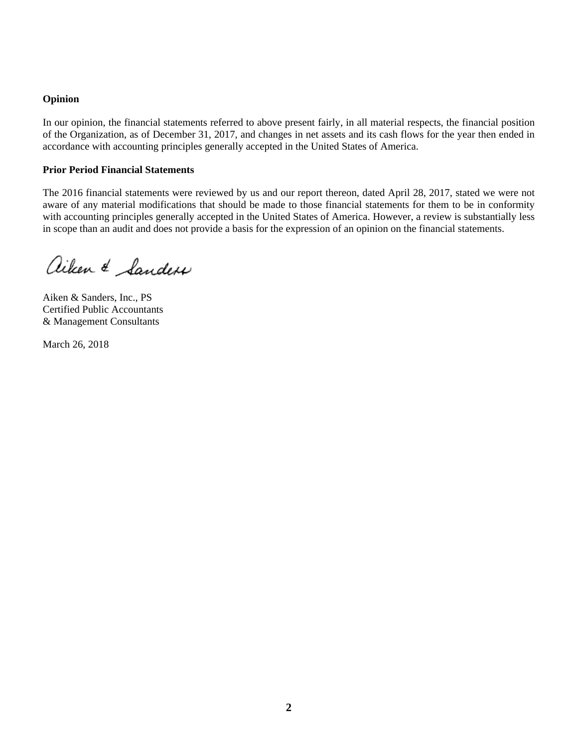**Opinion**

In our opinion, the financial statements referred to above present fairly, in all material respects, the financial position of the Organization, as of December 31, 2017, and changes in net assets and its cash flows for the year then ended in accordance with accounting principles generally accepted in the United States of America.

**Prior Period Financial Statements**

The 2016 financial statements were reviewed by us and our report thereon, dated April 28, 2017, stated we were not aware of any material modifications that should be made to those financial statements for them to be in conformity with accounting principles generally accepted in the United States of America. However, a review is substantially less in scope than an audit and does not provide a basis for the expression of an opinion on the financial statements.

Aiken & Sanders

Aiken & Sanders, Inc., PS
Certified Public Accountants
& Management Consultants

March 26, 2018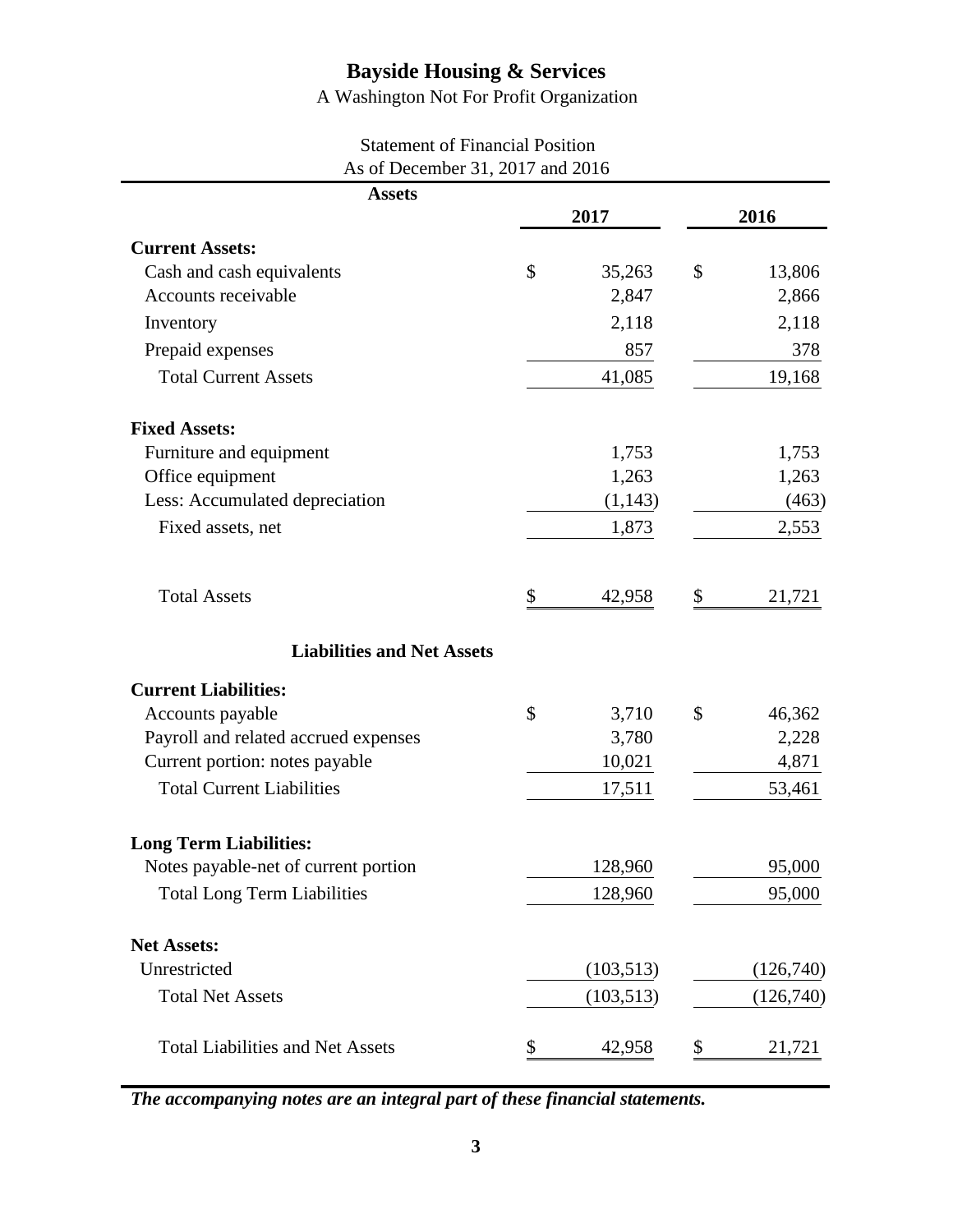# Bayside Housing & Services

A Washington Not For Profit Organization

Statement of Financial Position
As of December 31, 2017 and 2016

| **Assets** | **2017** | **2016** |
|---|---|---|
| **Current Assets:** | | |
| Cash and cash equivalents | $ 35,263 | $ 13,806 |
| Accounts receivable | 2,847 | 2,866 |
| Inventory | 2,118 | 2,118 |
| Prepaid expenses | 857 | 378 |
| Total Current Assets | 41,085 | 19,168 |
| **Fixed Assets:** | | |
| Furniture and equipment | 1,753 | 1,753 |
| Office equipment | 1,263 | 1,263 |
| Less: Accumulated depreciation | (1,143) | (463) |
| Fixed assets, net | 1,873 | 2,553 |
| Total Assets | $ 42,958 | $ 21,721 |
| **Liabilities and Net Assets** | | |
| **Current Liabilities:** | | |
| Accounts payable | $ 3,710 | $ 46,362 |
| Payroll and related accrued expenses | 3,780 | 2,228 |
| Current portion: notes payable | 10,021 | 4,871 |
| Total Current Liabilities | 17,511 | 53,461 |
| **Long Term Liabilities:** | | |
| Notes payable-net of current portion | 128,960 | 95,000 |
| Total Long Term Liabilities | 128,960 | 95,000 |
| **Net Assets:** | | |
| Unrestricted | (103,513) | (126,740) |
| Total Net Assets | (103,513) | (126,740) |
| Total Liabilities and Net Assets | $ 42,958 | $ 21,721 |

***The accompanying notes are an integral part of these financial statements.***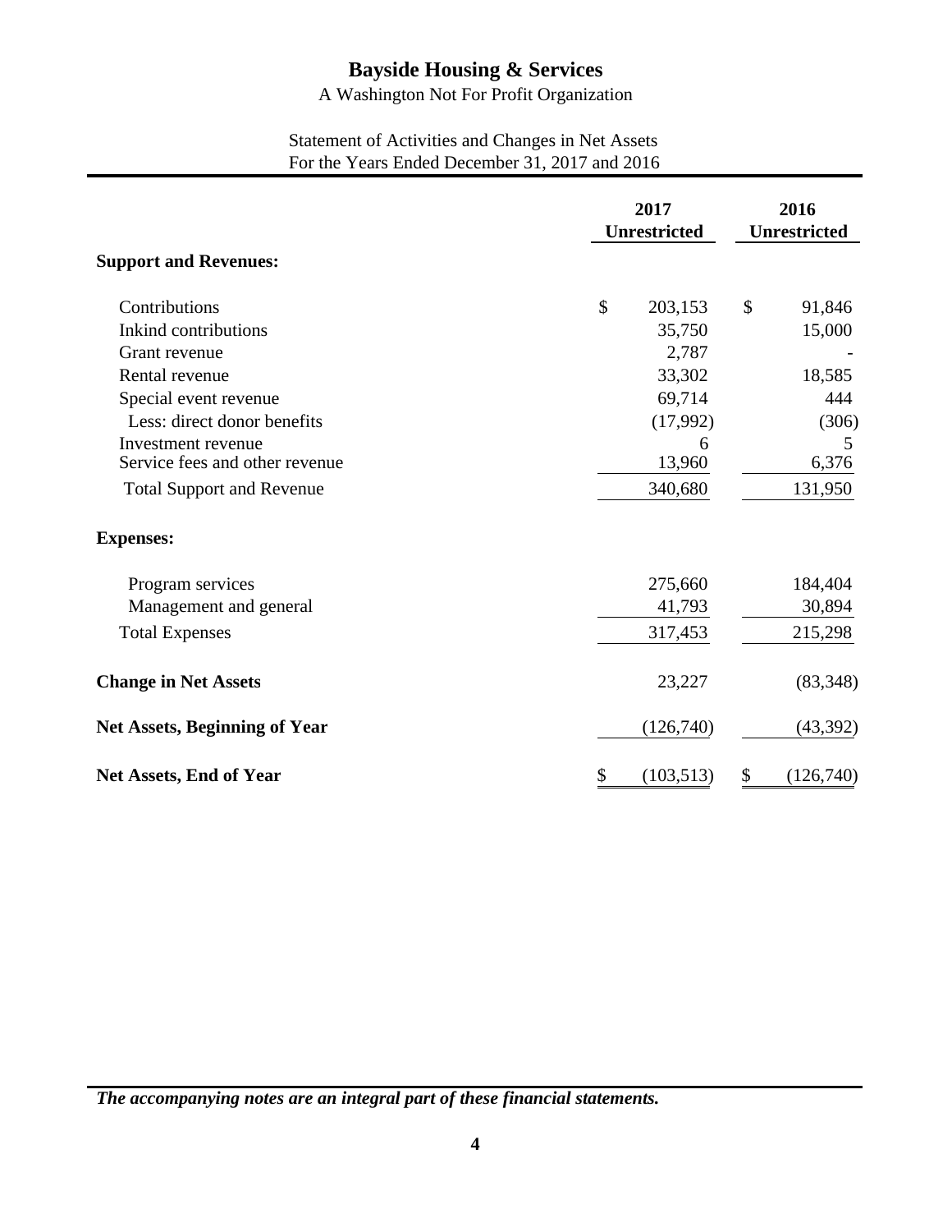# Bayside Housing & Services

A Washington Not For Profit Organization

Statement of Activities and Changes in Net Assets
For the Years Ended December 31, 2017 and 2016

| | 2017 Unrestricted | 2016 Unrestricted |
|---|---|---|
| **Support and Revenues:** | | |
| Contributions | $ 203,153 | $ 91,846 |
| Inkind contributions | 35,750 | 15,000 |
| Grant revenue | 2,787 | - |
| Rental revenue | 33,302 | 18,585 |
| Special event revenue | 69,714 | 444 |
| Less: direct donor benefits | (17,992) | (306) |
| Investment revenue | 6 | 5 |
| Service fees and other revenue | 13,960 | 6,376 |
| Total Support and Revenue | 340,680 | 131,950 |
| **Expenses:** | | |
| Program services | 275,660 | 184,404 |
| Management and general | 41,793 | 30,894 |
| Total Expenses | 317,453 | 215,298 |
| **Change in Net Assets** | 23,227 | (83,348) |
| **Net Assets, Beginning of Year** | (126,740) | (43,392) |
| **Net Assets, End of Year** | $ (103,513) | $ (126,740) |

***The accompanying notes are an integral part of these financial statements.***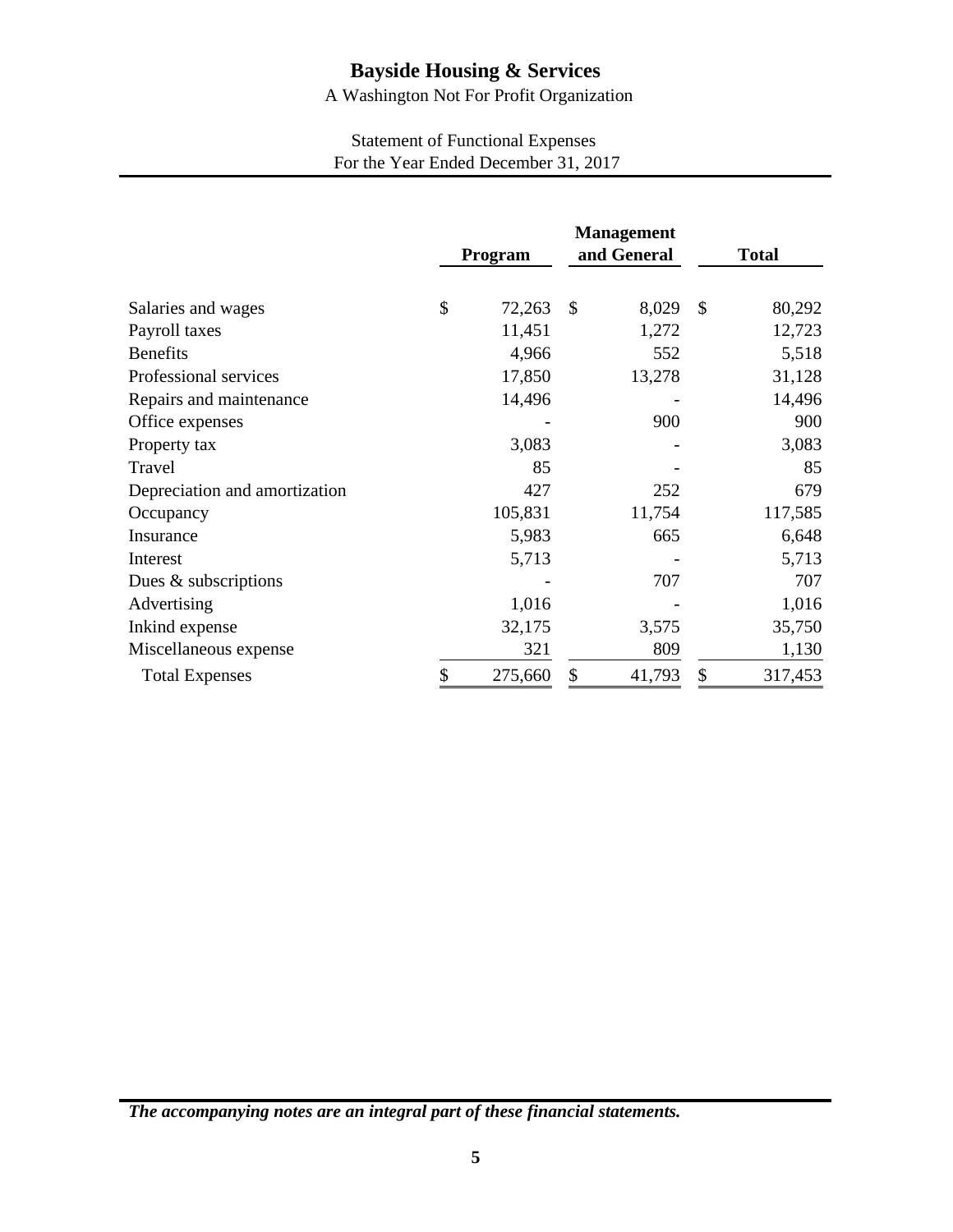# Bayside Housing & Services

A Washington Not For Profit Organization

Statement of Functional Expenses
For the Year Ended December 31, 2017

| | Program | Management and General | Total |
|---|---|---|---|
| Salaries and wages | $ 72,263 | $ 8,029 | $ 80,292 |
| Payroll taxes | 11,451 | 1,272 | 12,723 |
| Benefits | 4,966 | 552 | 5,518 |
| Professional services | 17,850 | 13,278 | 31,128 |
| Repairs and maintenance | 14,496 | - | 14,496 |
| Office expenses | - | 900 | 900 |
| Property tax | 3,083 | - | 3,083 |
| Travel | 85 | - | 85 |
| Depreciation and amortization | 427 | 252 | 679 |
| Occupancy | 105,831 | 11,754 | 117,585 |
| Insurance | 5,983 | 665 | 6,648 |
| Interest | 5,713 | - | 5,713 |
| Dues & subscriptions | - | 707 | 707 |
| Advertising | 1,016 | - | 1,016 |
| Inkind expense | 32,175 | 3,575 | 35,750 |
| Miscellaneous expense | 321 | 809 | 1,130 |
| Total Expenses | $ 275,660 | $ 41,793 | $ 317,453 |

***The accompanying notes are an integral part of these financial statements.***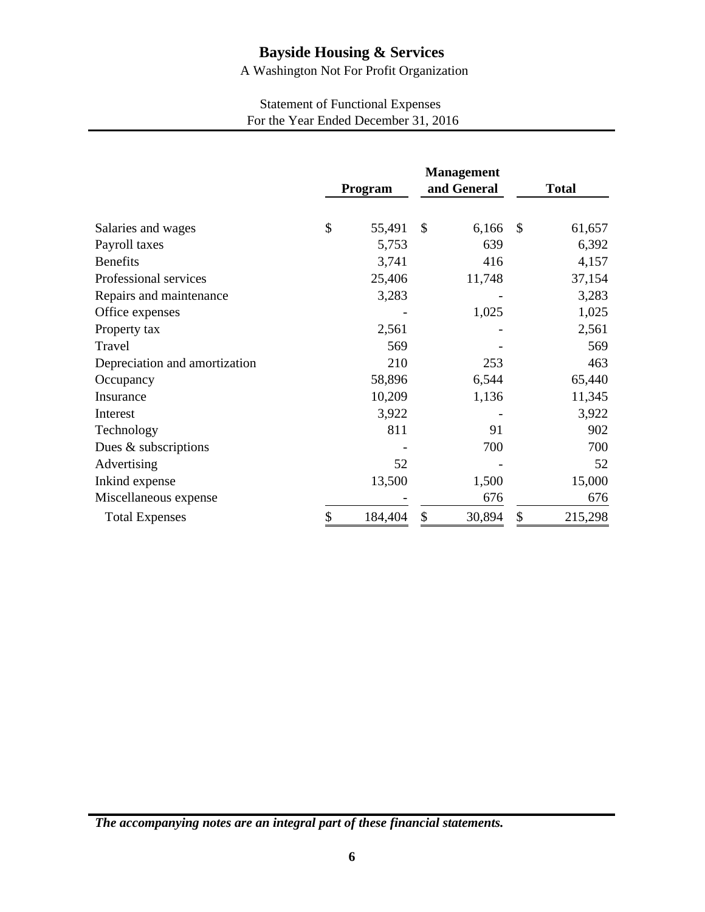# Bayside Housing & Services

A Washington Not For Profit Organization

Statement of Functional Expenses
For the Year Ended December 31, 2016

| | Program | Management and General | Total |
|---|---|---|---|
| Salaries and wages | $ 55,491 | $ 6,166 | $ 61,657 |
| Payroll taxes | 5,753 | 639 | 6,392 |
| Benefits | 3,741 | 416 | 4,157 |
| Professional services | 25,406 | 11,748 | 37,154 |
| Repairs and maintenance | 3,283 | - | 3,283 |
| Office expenses | - | 1,025 | 1,025 |
| Property tax | 2,561 | - | 2,561 |
| Travel | 569 | - | 569 |
| Depreciation and amortization | 210 | 253 | 463 |
| Occupancy | 58,896 | 6,544 | 65,440 |
| Insurance | 10,209 | 1,136 | 11,345 |
| Interest | 3,922 | - | 3,922 |
| Technology | 811 | 91 | 902 |
| Dues & subscriptions | - | 700 | 700 |
| Advertising | 52 | - | 52 |
| Inkind expense | 13,500 | 1,500 | 15,000 |
| Miscellaneous expense | - | 676 | 676 |
| Total Expenses | $ 184,404 | $ 30,894 | $ 215,298 |

***The accompanying notes are an integral part of these financial statements.***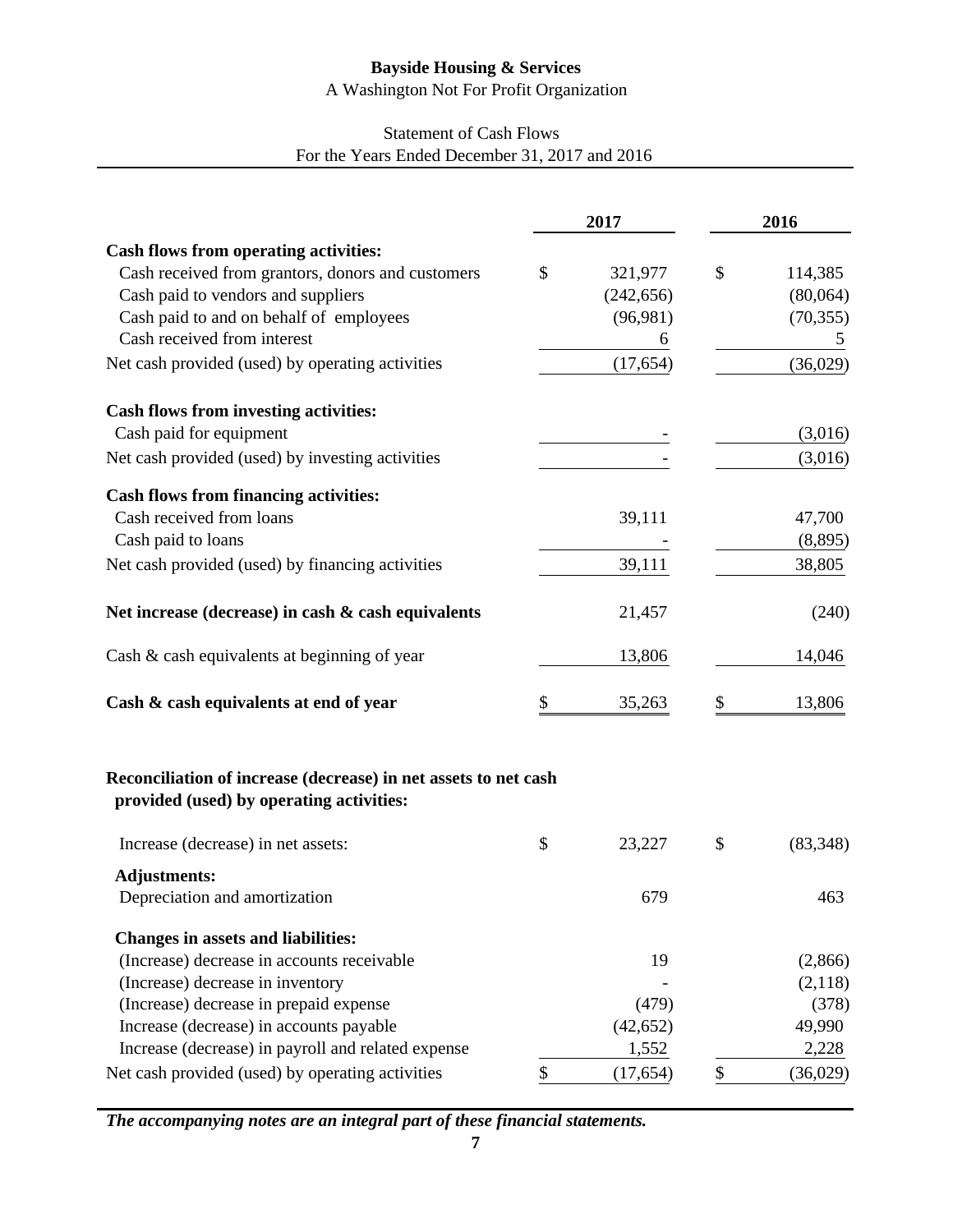# Bayside Housing & Services

A Washington Not For Profit Organization

Statement of Cash Flows
For the Years Ended December 31, 2017 and 2016

| | 2017 | 2016 |
|---|---|---|
| **Cash flows from operating activities:** | | |
| Cash received from grantors, donors and customers | $ 321,977 | $ 114,385 |
| Cash paid to vendors and suppliers | (242,656) | (80,064) |
| Cash paid to and on behalf of employees | (96,981) | (70,355) |
| Cash received from interest | 6 | 5 |
| Net cash provided (used) by operating activities | (17,654) | (36,029) |
| **Cash flows from investing activities:** | | |
| Cash paid for equipment | - | (3,016) |
| Net cash provided (used) by investing activities | - | (3,016) |
| **Cash flows from financing activities:** | | |
| Cash received from loans | 39,111 | 47,700 |
| Cash paid to loans | - | (8,895) |
| Net cash provided (used) by financing activities | 39,111 | 38,805 |
| **Net increase (decrease) in cash & cash equivalents** | 21,457 | (240) |
| Cash & cash equivalents at beginning of year | 13,806 | 14,046 |
| **Cash & cash equivalents at end of year** | $ 35,263 | $ 13,806 |

**Reconciliation of increase (decrease) in net assets to net cash provided (used) by operating activities:**

| | 2017 | 2016 |
|---|---|---|
| Increase (decrease) in net assets: | $ 23,227 | $ (83,348) |
| **Adjustments:** | | |
| Depreciation and amortization | 679 | 463 |
| **Changes in assets and liabilities:** | | |
| (Increase) decrease in accounts receivable | 19 | (2,866) |
| (Increase) decrease in inventory | - | (2,118) |
| (Increase) decrease in prepaid expense | (479) | (378) |
| Increase (decrease) in accounts payable | (42,652) | 49,990 |
| Increase (decrease) in payroll and related expense | 1,552 | 2,228 |
| Net cash provided (used) by operating activities | $ (17,654) | $ (36,029) |

***The accompanying notes are an integral part of these financial statements.***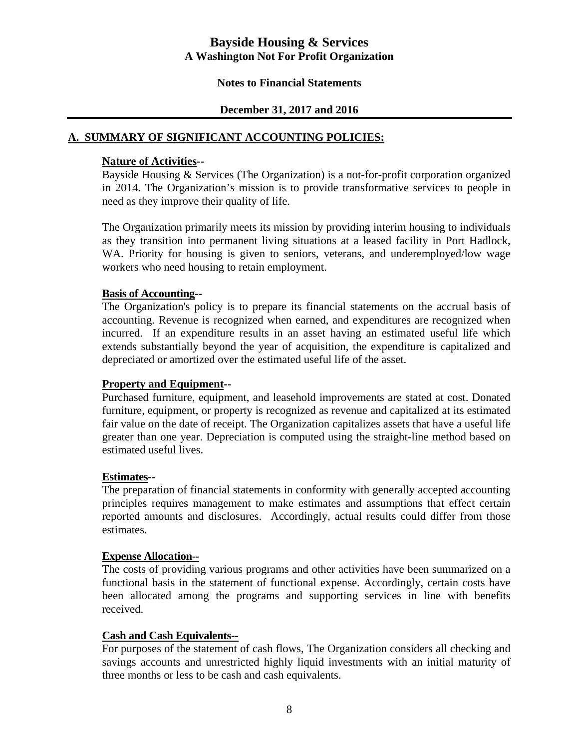# Bayside Housing & Services
## A Washington Not For Profit Organization

### Notes to Financial Statements

### December 31, 2017 and 2016

## A. SUMMARY OF SIGNIFICANT ACCOUNTING POLICIES:

**Nature of Activities--**
Bayside Housing & Services (The Organization) is a not-for-profit corporation organized in 2014. The Organization's mission is to provide transformative services to people in need as they improve their quality of life.

The Organization primarily meets its mission by providing interim housing to individuals as they transition into permanent living situations at a leased facility in Port Hadlock, WA. Priority for housing is given to seniors, veterans, and underemployed/low wage workers who need housing to retain employment.

**Basis of Accounting--**
The Organization's policy is to prepare its financial statements on the accrual basis of accounting. Revenue is recognized when earned, and expenditures are recognized when incurred. If an expenditure results in an asset having an estimated useful life which extends substantially beyond the year of acquisition, the expenditure is capitalized and depreciated or amortized over the estimated useful life of the asset.

**Property and Equipment--**
Purchased furniture, equipment, and leasehold improvements are stated at cost. Donated furniture, equipment, or property is recognized as revenue and capitalized at its estimated fair value on the date of receipt. The Organization capitalizes assets that have a useful life greater than one year. Depreciation is computed using the straight-line method based on estimated useful lives.

**Estimates--**
The preparation of financial statements in conformity with generally accepted accounting principles requires management to make estimates and assumptions that effect certain reported amounts and disclosures. Accordingly, actual results could differ from those estimates.

**Expense Allocation--**
The costs of providing various programs and other activities have been summarized on a functional basis in the statement of functional expense. Accordingly, certain costs have been allocated among the programs and supporting services in line with benefits received.

**Cash and Cash Equivalents--**
For purposes of the statement of cash flows, The Organization considers all checking and savings accounts and unrestricted highly liquid investments with an initial maturity of three months or less to be cash and cash equivalents.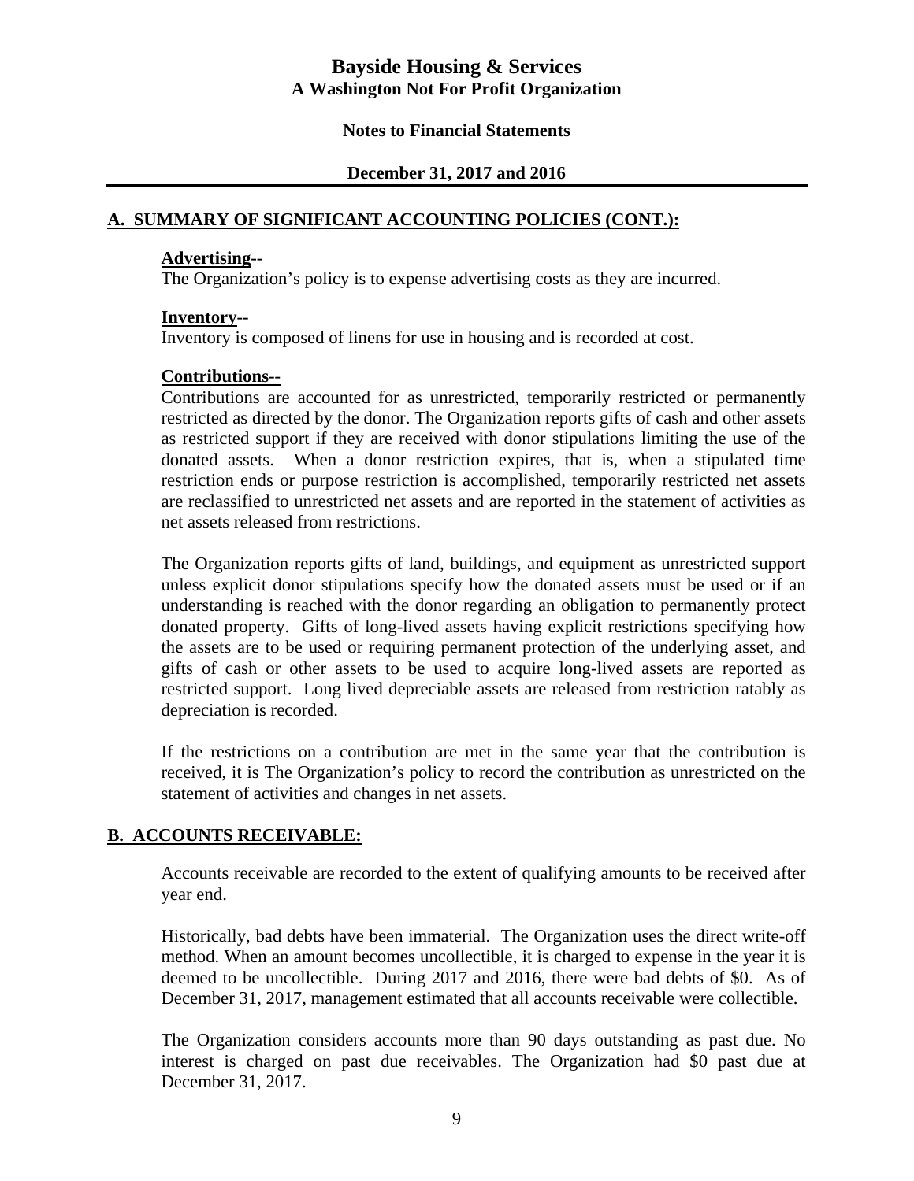## A. SUMMARY OF SIGNIFICANT ACCOUNTING POLICIES (CONT.):

**Advertising--**
The Organization's policy is to expense advertising costs as they are incurred.

**Inventory--**
Inventory is composed of linens for use in housing and is recorded at cost.

**Contributions--**
Contributions are accounted for as unrestricted, temporarily restricted or permanently restricted as directed by the donor. The Organization reports gifts of cash and other assets as restricted support if they are received with donor stipulations limiting the use of the donated assets. When a donor restriction expires, that is, when a stipulated time restriction ends or purpose restriction is accomplished, temporarily restricted net assets are reclassified to unrestricted net assets and are reported in the statement of activities as net assets released from restrictions.

The Organization reports gifts of land, buildings, and equipment as unrestricted support unless explicit donor stipulations specify how the donated assets must be used or if an understanding is reached with the donor regarding an obligation to permanently protect donated property. Gifts of long-lived assets having explicit restrictions specifying how the assets are to be used or requiring permanent protection of the underlying asset, and gifts of cash or other assets to be used to acquire long-lived assets are reported as restricted support. Long lived depreciable assets are released from restriction ratably as depreciation is recorded.

If the restrictions on a contribution are met in the same year that the contribution is received, it is The Organization's policy to record the contribution as unrestricted on the statement of activities and changes in net assets.

## B. ACCOUNTS RECEIVABLE:

Accounts receivable are recorded to the extent of qualifying amounts to be received after year end.

Historically, bad debts have been immaterial. The Organization uses the direct write-off method. When an amount becomes uncollectible, it is charged to expense in the year it is deemed to be uncollectible. During 2017 and 2016, there were bad debts of $0. As of December 31, 2017, management estimated that all accounts receivable were collectible.

The Organization considers accounts more than 90 days outstanding as past due. No interest is charged on past due receivables. The Organization had $0 past due at December 31, 2017.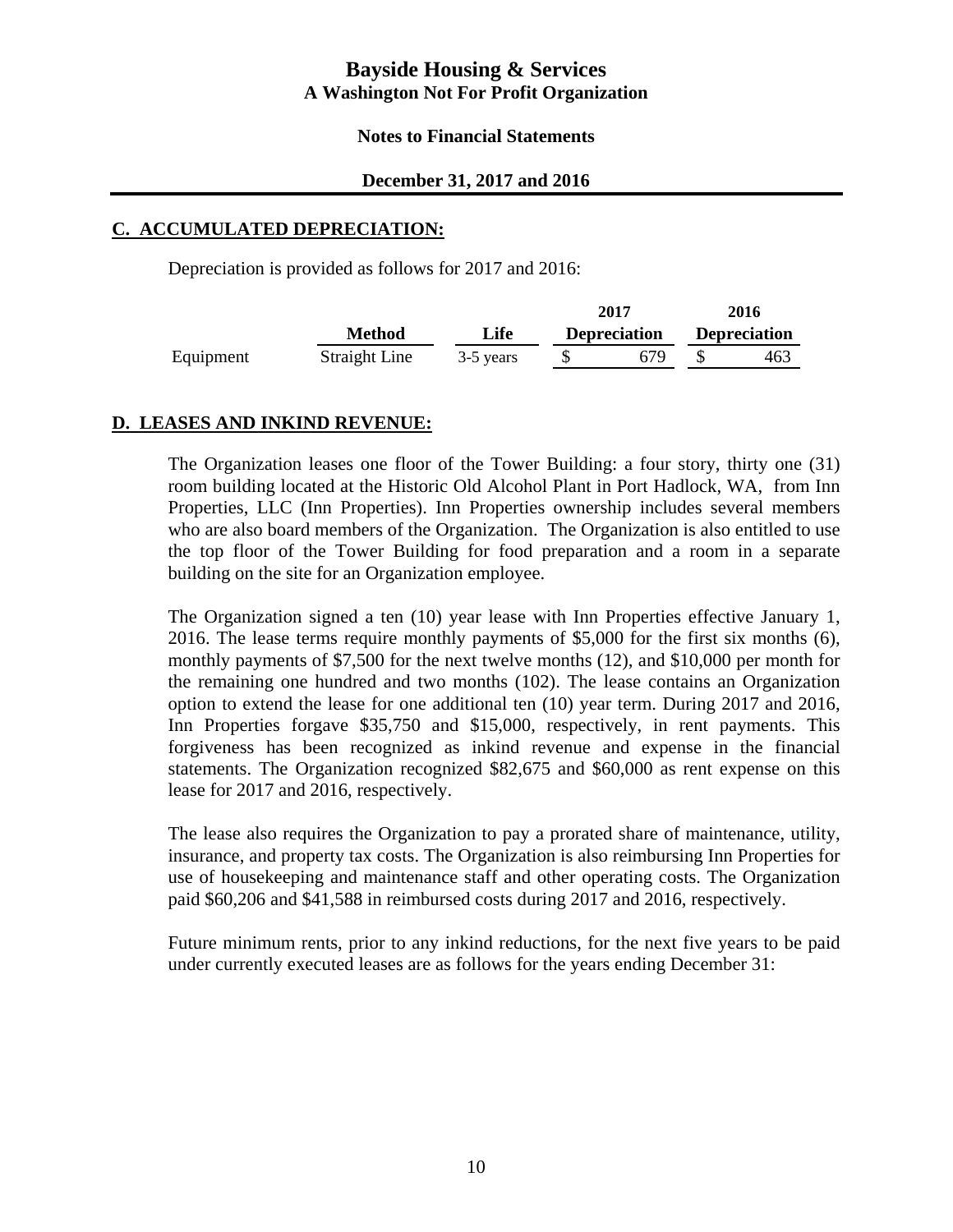## C. ACCUMULATED DEPRECIATION:

Depreciation is provided as follows for 2017 and 2016:

| | Method | Life | 2017 Depreciation | 2016 Depreciation |
|---|---|---|---|---|
| Equipment | Straight Line | 3-5 years | $ 679 | $ 463 |

## D. LEASES AND INKIND REVENUE:

The Organization leases one floor of the Tower Building: a four story, thirty one (31) room building located at the Historic Old Alcohol Plant in Port Hadlock, WA, from Inn Properties, LLC (Inn Properties). Inn Properties ownership includes several members who are also board members of the Organization. The Organization is also entitled to use the top floor of the Tower Building for food preparation and a room in a separate building on the site for an Organization employee.

The Organization signed a ten (10) year lease with Inn Properties effective January 1, 2016. The lease terms require monthly payments of $5,000 for the first six months (6), monthly payments of $7,500 for the next twelve months (12), and $10,000 per month for the remaining one hundred and two months (102). The lease contains an Organization option to extend the lease for one additional ten (10) year term. During 2017 and 2016, Inn Properties forgave $35,750 and $15,000, respectively, in rent payments. This forgiveness has been recognized as inkind revenue and expense in the financial statements. The Organization recognized $82,675 and $60,000 as rent expense on this lease for 2017 and 2016, respectively.

The lease also requires the Organization to pay a prorated share of maintenance, utility, insurance, and property tax costs. The Organization is also reimbursing Inn Properties for use of housekeeping and maintenance staff and other operating costs. The Organization paid $60,206 and $41,588 in reimbursed costs during 2017 and 2016, respectively.

Future minimum rents, prior to any inkind reductions, for the next five years to be paid under currently executed leases are as follows for the years ending December 31: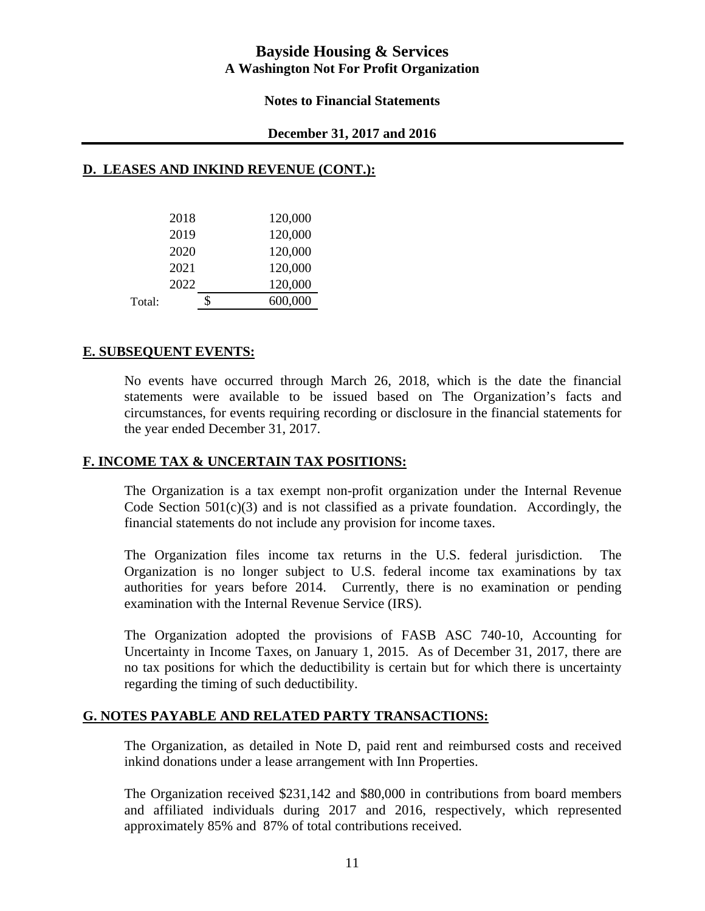## D. LEASES AND INKIND REVENUE (CONT.):

| | | |
|---|---|---|
| | 2018 | 120,000 |
| | 2019 | 120,000 |
| | 2020 | 120,000 |
| | 2021 | 120,000 |
| | 2022 | 120,000 |
| Total: | | $ 600,000 |

## E. SUBSEQUENT EVENTS:

No events have occurred through March 26, 2018, which is the date the financial statements were available to be issued based on The Organization's facts and circumstances, for events requiring recording or disclosure in the financial statements for the year ended December 31, 2017.

## F. INCOME TAX & UNCERTAIN TAX POSITIONS:

The Organization is a tax exempt non-profit organization under the Internal Revenue Code Section 501(c)(3) and is not classified as a private foundation. Accordingly, the financial statements do not include any provision for income taxes.

The Organization files income tax returns in the U.S. federal jurisdiction. The Organization is no longer subject to U.S. federal income tax examinations by tax authorities for years before 2014. Currently, there is no examination or pending examination with the Internal Revenue Service (IRS).

The Organization adopted the provisions of FASB ASC 740-10, Accounting for Uncertainty in Income Taxes, on January 1, 2015. As of December 31, 2017, there are no tax positions for which the deductibility is certain but for which there is uncertainty regarding the timing of such deductibility.

## G. NOTES PAYABLE AND RELATED PARTY TRANSACTIONS:

The Organization, as detailed in Note D, paid rent and reimbursed costs and received inkind donations under a lease arrangement with Inn Properties.

The Organization received $231,142 and $80,000 in contributions from board members and affiliated individuals during 2017 and 2016, respectively, which represented approximately 85% and 87% of total contributions received.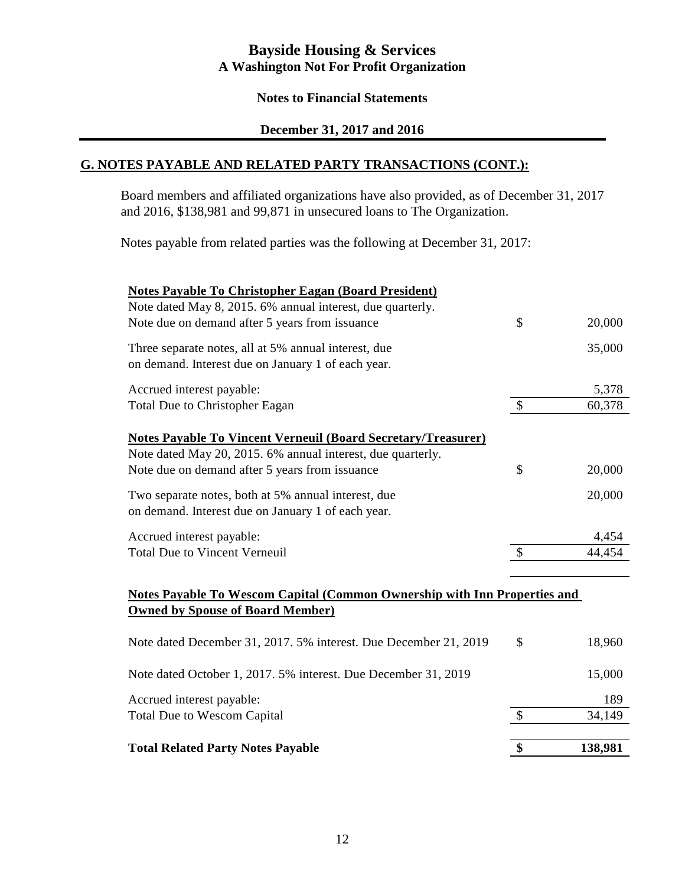# Bayside Housing & Services
## A Washington Not For Profit Organization

### Notes to Financial Statements

### December 31, 2017 and 2016

## G. NOTES PAYABLE AND RELATED PARTY TRANSACTIONS (CONT.):

Board members and affiliated organizations have also provided, as of December 31, 2017 and 2016, $138,981 and 99,871 in unsecured loans to The Organization.

Notes payable from related parties was the following at December 31, 2017:

| | | |
|---|---|---|
| **Notes Payable To Christopher Eagan (Board President)** | | |
| Note dated May 8, 2015. 6% annual interest, due quarterly. Note due on demand after 5 years from issuance | $ | 20,000 |
| Three separate notes, all at 5% annual interest, due on demand. Interest due on January 1 of each year. | | 35,000 |
| Accrued interest payable: | | 5,378 |
| Total Due to Christopher Eagan | $ | 60,378 |
| **Notes Payable To Vincent Verneuil (Board Secretary/Treasurer)** | | |
| Note dated May 20, 2015. 6% annual interest, due quarterly. Note due on demand after 5 years from issuance | $ | 20,000 |
| Two separate notes, both at 5% annual interest, due on demand. Interest due on January 1 of each year. | | 20,000 |
| Accrued interest payable: | | 4,454 |
| Total Due to Vincent Verneuil | $ | 44,454 |
| **Notes Payable To Wescom Capital (Common Ownership with Inn Properties and Owned by Spouse of Board Member)** | | |
| Note dated December 31, 2017. 5% interest. Due December 21, 2019 | $ | 18,960 |
| Note dated October 1, 2017. 5% interest. Due December 31, 2019 | | 15,000 |
| Accrued interest payable: | | 189 |
| Total Due to Wescom Capital | $ | 34,149 |
| **Total Related Party Notes Payable** | **$** | **138,981** |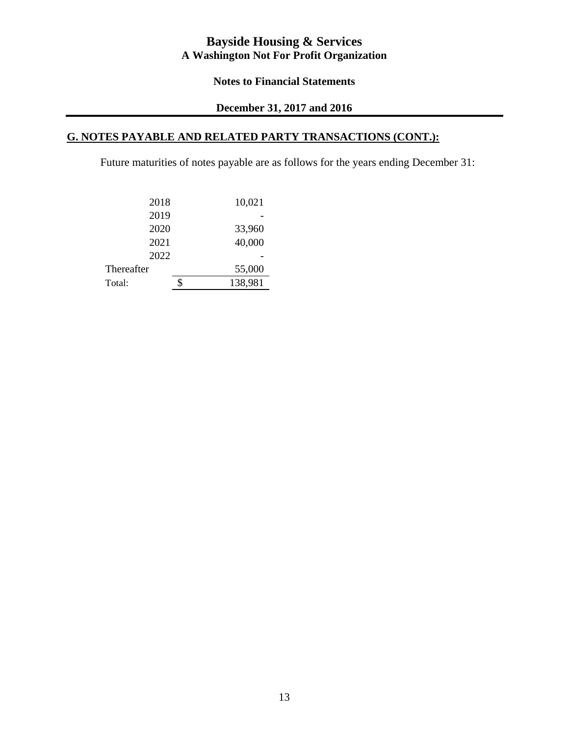# Bayside Housing & Services
## A Washington Not For Profit Organization

### Notes to Financial Statements

### December 31, 2017 and 2016

## G. NOTES PAYABLE AND RELATED PARTY TRANSACTIONS (CONT.):

Future maturities of notes payable are as follows for the years ending December 31:

| | | |
|---|---|---|
| 2018 | | 10,021 |
| 2019 | | - |
| 2020 | | 33,960 |
| 2021 | | 40,000 |
| 2022 | | - |
| Thereafter | | 55,000 |
| Total: | $ | 138,981 |